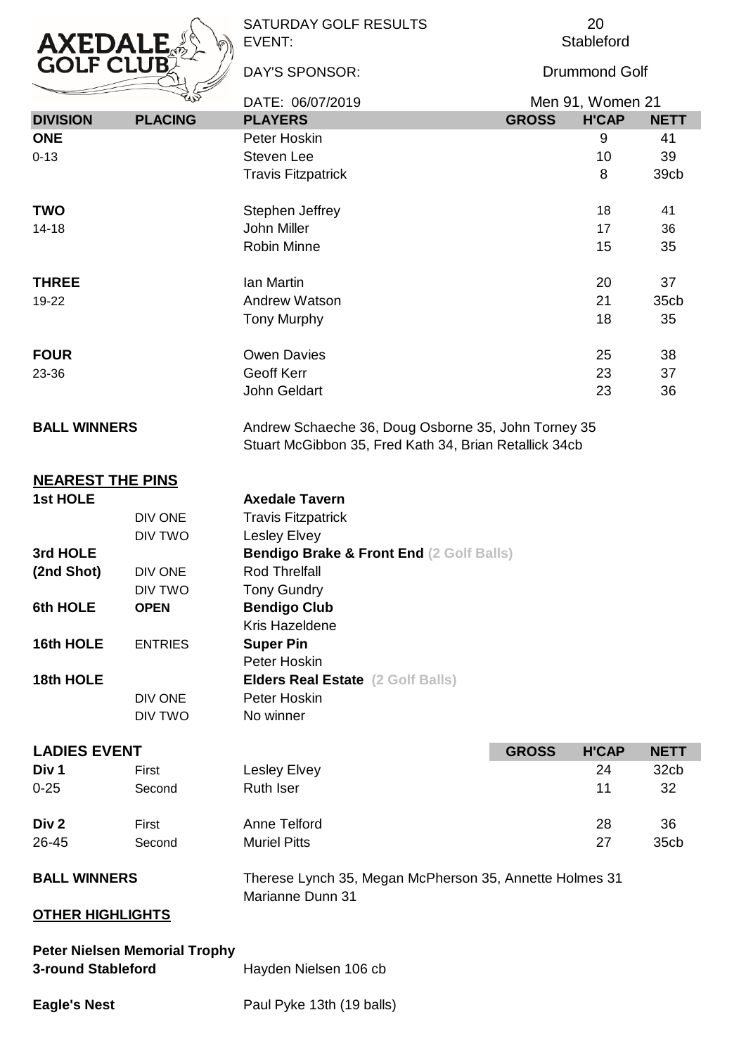**AXEDALE GOLF CLUB**

| | |
|---|---|
| SATURDAY GOLF RESULTS | 20 |
| EVENT: | Stableford |
| DAY'S SPONSOR: | Drummond Golf |
| DATE: 06/07/2019 | Men 91, Women 21 |

| DIVISION | PLACING | PLAYERS | GROSS | H'CAP | NETT |
|---|---|---|---|---|---|
| **ONE** | | Peter Hoskin | | 9 | 41 |
| 0-13 | | Steven Lee | | 10 | 39 |
| | | Travis Fitzpatrick | | 8 | 39cb |
| **TWO** | | Stephen Jeffrey | | 18 | 41 |
| 14-18 | | John Miller | | 17 | 36 |
| | | Robin Minne | | 15 | 35 |
| **THREE** | | Ian Martin | | 20 | 37 |
| 19-22 | | Andrew Watson | | 21 | 35cb |
| | | Tony Murphy | | 18 | 35 |
| **FOUR** | | Owen Davies | | 25 | 38 |
| 23-36 | | Geoff Kerr | | 23 | 37 |
| | | John Geldart | | 23 | 36 |

**BALL WINNERS**

Andrew Schaeche 36, Doug Osborne 35, John Torney 35
Stuart McGibbon 35, Fred Kath 34, Brian Retallick 34cb

## NEAREST THE PINS

| | | |
|---|---|---|
| **1st HOLE** | | **Axedale Tavern** |
| | DIV ONE | Travis Fitzpatrick |
| | DIV TWO | Lesley Elvey |
| **3rd HOLE** | | **Bendigo Brake & Front End** (2 Golf Balls) |
| **(2nd Shot)** | DIV ONE | Rod Threlfall |
| | DIV TWO | Tony Gundry |
| **6th HOLE** | **OPEN** | **Bendigo Club** |
| | | Kris Hazeldene |
| **16th HOLE** | ENTRIES | **Super Pin** |
| | | Peter Hoskin |
| **18th HOLE** | | **Elders Real Estate** (2 Golf Balls) |
| | DIV ONE | Peter Hoskin |
| | DIV TWO | No winner |

## LADIES EVENT

| | | | GROSS | H'CAP | NETT |
|---|---|---|---|---|---|
| **Div 1** | First | Lesley Elvey | | 24 | 32cb |
| 0-25 | Second | Ruth Iser | | 11 | 32 |
| **Div 2** | First | Anne Telford | | 28 | 36 |
| 26-45 | Second | Muriel Pitts | | 27 | 35cb |

**BALL WINNERS**

Therese Lynch 35, Megan McPherson 35, Annette Holmes 31
Marianne Dunn 31

## OTHER HIGHLIGHTS

**Peter Nielsen Memorial Trophy**
**3-round Stableford** — Hayden Nielsen 106 cb

**Eagle's Nest** — Paul Pyke 13th (19 balls)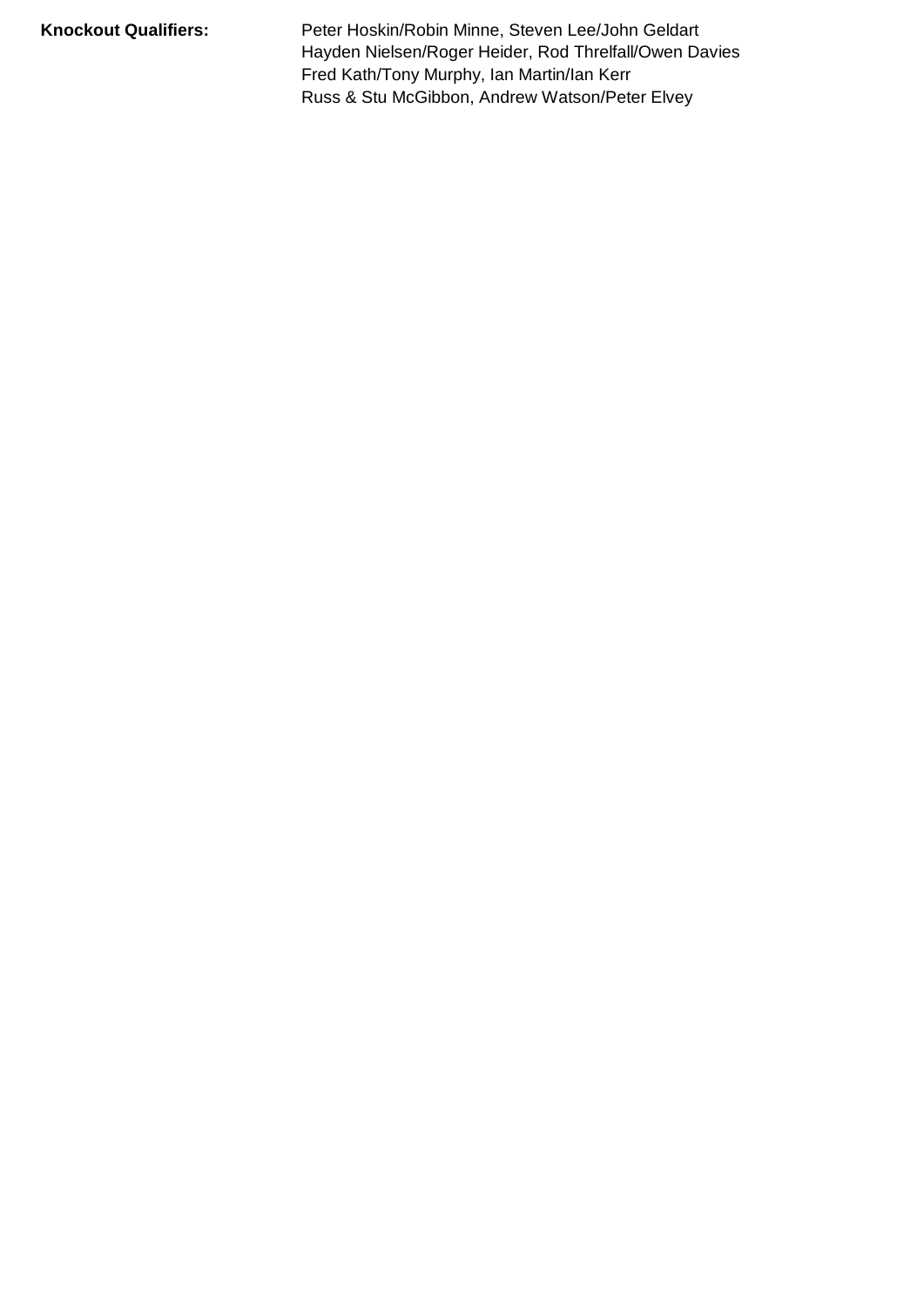**Knockout Qualifiers:** Peter Hoskin/Robin Minne, Steven Lee/John Geldart
Hayden Nielsen/Roger Heider, Rod Threlfall/Owen Davies
Fred Kath/Tony Murphy, Ian Martin/Ian Kerr
Russ & Stu McGibbon, Andrew Watson/Peter Elvey